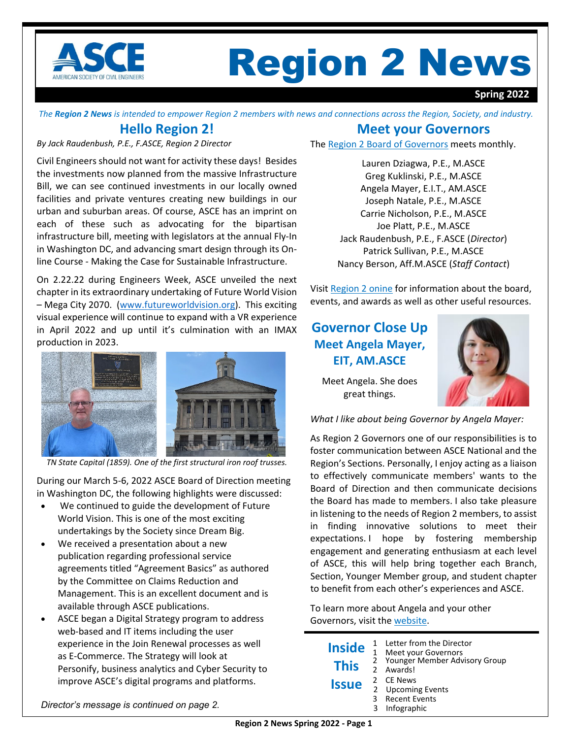# Region 2 News

**Spring 2022**

*The **Region 2 News** is intended to empower Region 2 members with news and connections across the Region, Society, and industry.*

## Hello Region 2!

*By Jack Raudenbush, P.E., F.ASCE, Region 2 Director*

Civil Engineers should not want for activity these days! Besides the investments now planned from the massive Infrastructure Bill, we can see continued investments in our locally owned facilities and private ventures creating new buildings in our urban and suburban areas. Of course, ASCE has an imprint on each of these such as advocating for the bipartisan infrastructure bill, meeting with legislators at the annual Fly-In in Washington DC, and advancing smart design through its On-line Course - Making the Case for Sustainable Infrastructure.

On 2.22.22 during Engineers Week, ASCE unveiled the next chapter in its extraordinary undertaking of Future World Vision – Mega City 2070. (www.futureworldvision.org). This exciting visual experience will continue to expand with a VR experience in April 2022 and up until it's culmination with an IMAX production in 2023.

*TN State Capital (1859). One of the first structural iron roof trusses.*

During our March 5-6, 2022 ASCE Board of Direction meeting in Washington DC, the following highlights were discussed:

- We continued to guide the development of Future World Vision. This is one of the most exciting undertakings by the Society since Dream Big.
- We received a presentation about a new publication regarding professional service agreements titled "Agreement Basics" as authored by the Committee on Claims Reduction and Management. This is an excellent document and is available through ASCE publications.
- ASCE began a Digital Strategy program to address web-based and IT items including the user experience in the Join Renewal processes as well as E-Commerce. The Strategy will look at Personify, business analytics and Cyber Security to improve ASCE's digital programs and platforms.

*Director's message is continued on page 2.*

## Meet your Governors

The Region 2 Board of Governors meets monthly.

Lauren Dziagwa, P.E., M.ASCE
Greg Kuklinski, P.E., M.ASCE
Angela Mayer, E.I.T., AM.ASCE
Joseph Natale, P.E., M.ASCE
Carrie Nicholson, P.E., M.ASCE
Joe Platt, P.E., M.ASCE
Jack Raudenbush, P.E., F.ASCE (*Director*)
Patrick Sullivan, P.E., M.ASCE
Nancy Berson, Aff.M.ASCE (*Staff Contact*)

Visit Region 2 onine for information about the board, events, and awards as well as other useful resources.

## Governor Close Up

### Meet Angela Mayer, EIT, AM.ASCE

Meet Angela. She does great things.

*What I like about being Governor by Angela Mayer:*

As Region 2 Governors one of our responsibilities is to foster communication between ASCE National and the Region's Sections. Personally, I enjoy acting as a liaison to effectively communicate members' wants to the Board of Direction and then communicate decisions the Board has made to members. I also take pleasure in listening to the needs of Region 2 members, to assist in finding innovative solutions to meet their expectations. I hope by fostering membership engagement and generating enthusiasm at each level of ASCE, this will help bring together each Branch, Section, Younger Member group, and student chapter to benefit from each other's experiences and ASCE.

To learn more about Angela and your other Governors, visit the website.

## Inside This Issue

| Page | Article |
|---|---|
| 1 | Letter from the Director |
| 1 | Meet your Governors |
| 2 | Younger Member Advisory Group |
| 2 | Awards! |
| 2 | CE News |
| 2 | Upcoming Events |
| 3 | Recent Events |
| 3 | Infographic |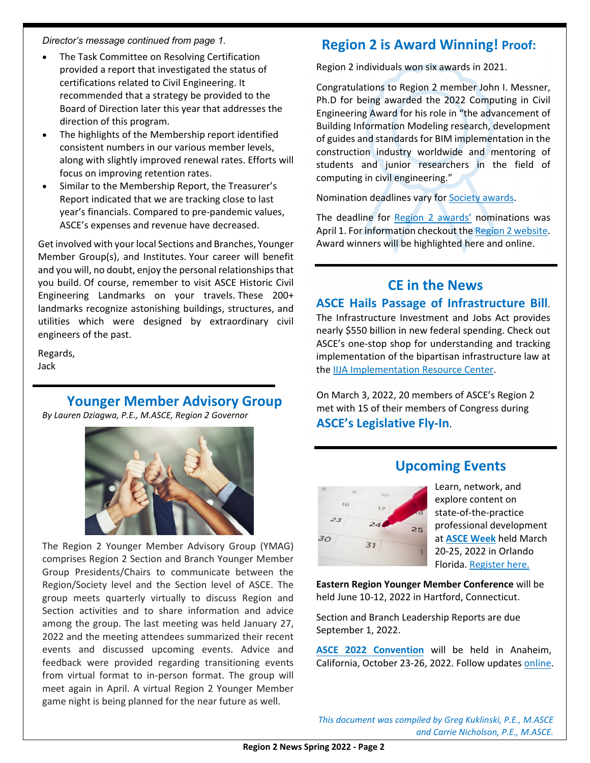*Director's message continued from page 1.*

- The Task Committee on Resolving Certification provided a report that investigated the status of certifications related to Civil Engineering. It recommended that a strategy be provided to the Board of Direction later this year that addresses the direction of this program.
- The highlights of the Membership report identified consistent numbers in our various member levels, along with slightly improved renewal rates. Efforts will focus on improving retention rates.
- Similar to the Membership Report, the Treasurer's Report indicated that we are tracking close to last year's financials. Compared to pre-pandemic values, ASCE's expenses and revenue have decreased.

Get involved with your local Sections and Branches, Younger Member Group(s), and Institutes. Your career will benefit and you will, no doubt, enjoy the personal relationships that you build. Of course, remember to visit ASCE Historic Civil Engineering Landmarks on your travels. These 200+ landmarks recognize astonishing buildings, structures, and utilities which were designed by extraordinary civil engineers of the past.

Regards,
Jack

## Younger Member Advisory Group

*By Lauren Dziagwa, P.E., M.ASCE, Region 2 Governor*

The Region 2 Younger Member Advisory Group (YMAG) comprises Region 2 Section and Branch Younger Member Group Presidents/Chairs to communicate between the Region/Society level and the Section level of ASCE. The group meets quarterly virtually to discuss Region and Section activities and to share information and advice among the group. The last meeting was held January 27, 2022 and the meeting attendees summarized their recent events and discussed upcoming events. Advice and feedback were provided regarding transitioning events from virtual format to in-person format. The group will meet again in April. A virtual Region 2 Younger Member game night is being planned for the near future as well.

## Region 2 is Award Winning! Proof:

Region 2 individuals won six awards in 2021.

Congratulations to Region 2 member John I. Messner, Ph.D for being awarded the 2022 Computing in Civil Engineering Award for his role in "the advancement of Building Information Modeling research, development of guides and standards for BIM implementation in the construction industry worldwide and mentoring of students and junior researchers in the field of computing in civil engineering."

Nomination deadlines vary for Society awards.

The deadline for Region 2 awards' nominations was April 1. For information checkout the Region 2 website. Award winners will be highlighted here and online.

## CE in the News

### ASCE Hails Passage of Infrastructure Bill.

The Infrastructure Investment and Jobs Act provides nearly $550 billion in new federal spending. Check out ASCE's one-stop shop for understanding and tracking implementation of the bipartisan infrastructure law at the IIJA Implementation Resource Center.

On March 3, 2022, 20 members of ASCE's Region 2 met with 15 of their members of Congress during **ASCE's Legislative Fly-In**.

## Upcoming Events

Learn, network, and explore content on state-of-the-practice professional development at **ASCE Week** held March 20-25, 2022 in Orlando Florida. Register here.

**Eastern Region Younger Member Conference** will be held June 10-12, 2022 in Hartford, Connecticut.

Section and Branch Leadership Reports are due September 1, 2022.

**ASCE 2022 Convention** will be held in Anaheim, California, October 23-26, 2022. Follow updates online.

*This document was compiled by Greg Kuklinski, P.E., M.ASCE and Carrie Nicholson, P.E., M.ASCE.*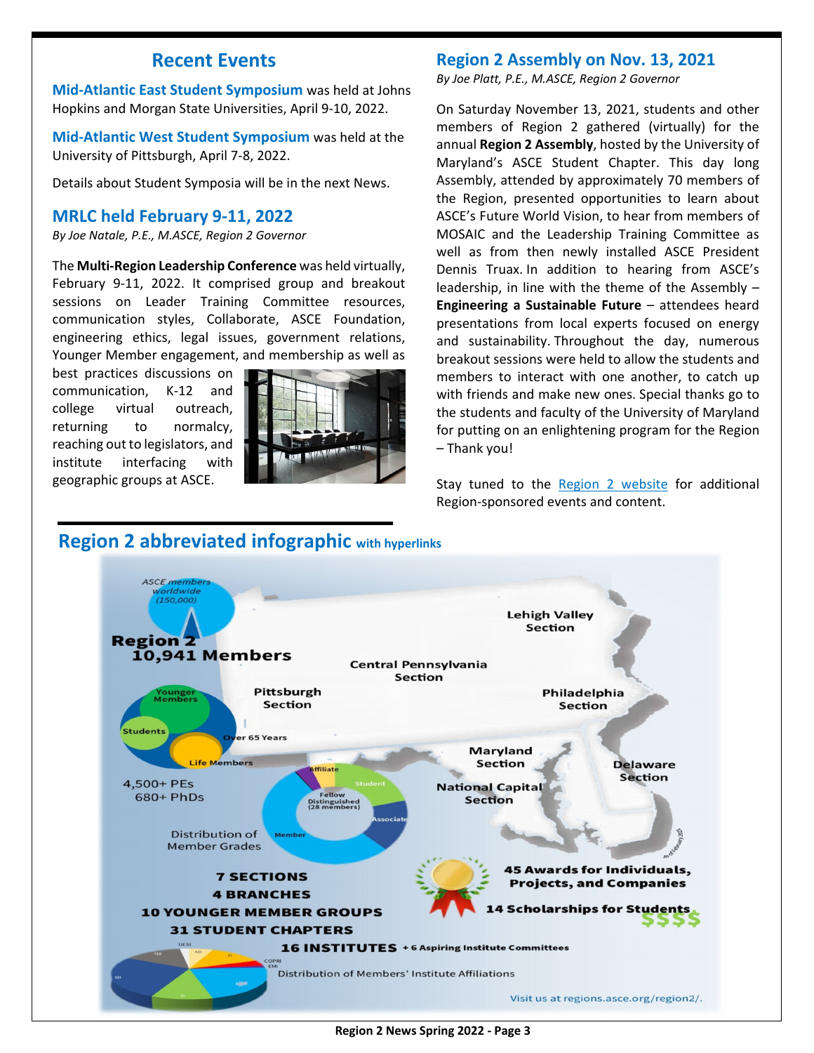## Recent Events

**Mid-Atlantic East Student Symposium** was held at Johns Hopkins and Morgan State Universities, April 9-10, 2022.

**Mid-Atlantic West Student Symposium** was held at the University of Pittsburgh, April 7-8, 2022.

Details about Student Symposia will be in the next News.

## MRLC held February 9-11, 2022

*By Joe Natale, P.E., M.ASCE, Region 2 Governor*

The **Multi-Region Leadership Conference** was held virtually, February 9-11, 2022. It comprised group and breakout sessions on Leader Training Committee resources, communication styles, Collaborate, ASCE Foundation, engineering ethics, legal issues, government relations, Younger Member engagement, and membership as well as best practices discussions on communication, K-12 and college virtual outreach, returning to normalcy, reaching out to legislators, and institute interfacing with geographic groups at ASCE.

## Region 2 Assembly on Nov. 13, 2021

*By Joe Platt, P.E., M.ASCE, Region 2 Governor*

On Saturday November 13, 2021, students and other members of Region 2 gathered (virtually) for the annual **Region 2 Assembly**, hosted by the University of Maryland's ASCE Student Chapter. This day long Assembly, attended by approximately 70 members of the Region, presented opportunities to learn about ASCE's Future World Vision, to hear from members of MOSAIC and the Leadership Training Committee as well as from then newly installed ASCE President Dennis Truax. In addition to hearing from ASCE's leadership, in line with the theme of the Assembly – **Engineering a Sustainable Future** – attendees heard presentations from local experts focused on energy and sustainability. Throughout the day, numerous breakout sessions were held to allow the students and members to interact with one another, to catch up with friends and make new ones. Special thanks go to the students and faculty of the University of Maryland for putting on an enlightening program for the Region – Thank you!

Stay tuned to the Region 2 website for additional Region-sponsored events and content.

## Region 2 abbreviated infographic with hyperlinks

ASCE members worldwide (150,000)

Region 2
10,941 Members

Younger Members
Students
Over 65 Years
Life Members

4,500+ PEs
680+ PhDs

Affiliate
Student
Fellow
Distinguished (28 members)
Associate
Member

Distribution of Member Grades

Pittsburgh Section
Central Pennsylvania Section
Lehigh Valley Section
Philadelphia Section
Maryland Section
National Capital Section
Delaware Section

7 SECTIONS
4 BRANCHES
10 YOUNGER MEMBER GROUPS
31 STUDENT CHAPTERS

45 Awards for Individuals, Projects, and Companies
14 Scholarships for Students

16 INSTITUTES + 6 Aspiring Institute Committees

Distribution of Members' Institute Affiliations

Visit us at regions.asce.org/region2/.